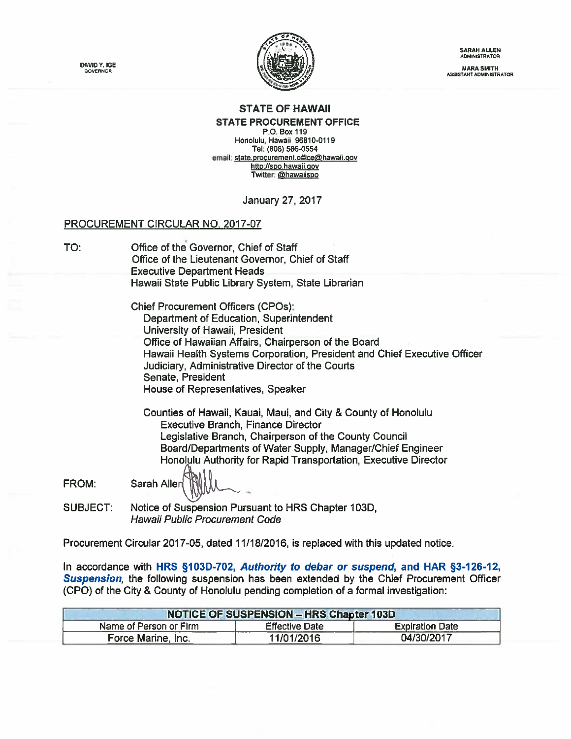DAVID Y. IGE
GOVERNOR

SARAH ALLEN
ADMINISTRATOR

MARA SMITH
ASSISTANT ADMINISTRATOR

# STATE OF HAWAII
## STATE PROCUREMENT OFFICE

P.O. Box 119
Honolulu, Hawaii 96810-0119
Tel: (808) 586-0554
email: state.procurement.office@hawaii.gov
http://spo.hawaii.gov
Twitter: @hawaiispo

January 27, 2017

PROCUREMENT CIRCULAR NO. 2017-07

TO: Office of the Governor, Chief of Staff
Office of the Lieutenant Governor, Chief of Staff
Executive Department Heads
Hawaii State Public Library System, State Librarian

Chief Procurement Officers (CPOs):
- Department of Education, Superintendent
- University of Hawaii, President
- Office of Hawaiian Affairs, Chairperson of the Board
- Hawaii Health Systems Corporation, President and Chief Executive Officer
- Judiciary, Administrative Director of the Courts
- Senate, President
- House of Representatives, Speaker

Counties of Hawaii, Kauai, Maui, and City & County of Honolulu
- Executive Branch, Finance Director
- Legislative Branch, Chairperson of the County Council
- Board/Departments of Water Supply, Manager/Chief Engineer
- Honolulu Authority for Rapid Transportation, Executive Director

FROM: Sarah Allen

SUBJECT: Notice of Suspension Pursuant to HRS Chapter 103D, *Hawaii Public Procurement Code*

Procurement Circular 2017-05, dated 11/18/2016, is replaced with this updated notice.

In accordance with **HRS §103D-702, *Authority to debar or suspend*, and HAR §3-126-12, *Suspension***, the following suspension has been extended by the Chief Procurement Officer (CPO) of the City & County of Honolulu pending completion of a formal investigation:

| NOTICE OF SUSPENSION – HRS Chapter 103D | | |
|---|---|---|
| Name of Person or Firm | Effective Date | Expiration Date |
| Force Marine, Inc. | 11/01/2016 | 04/30/2017 |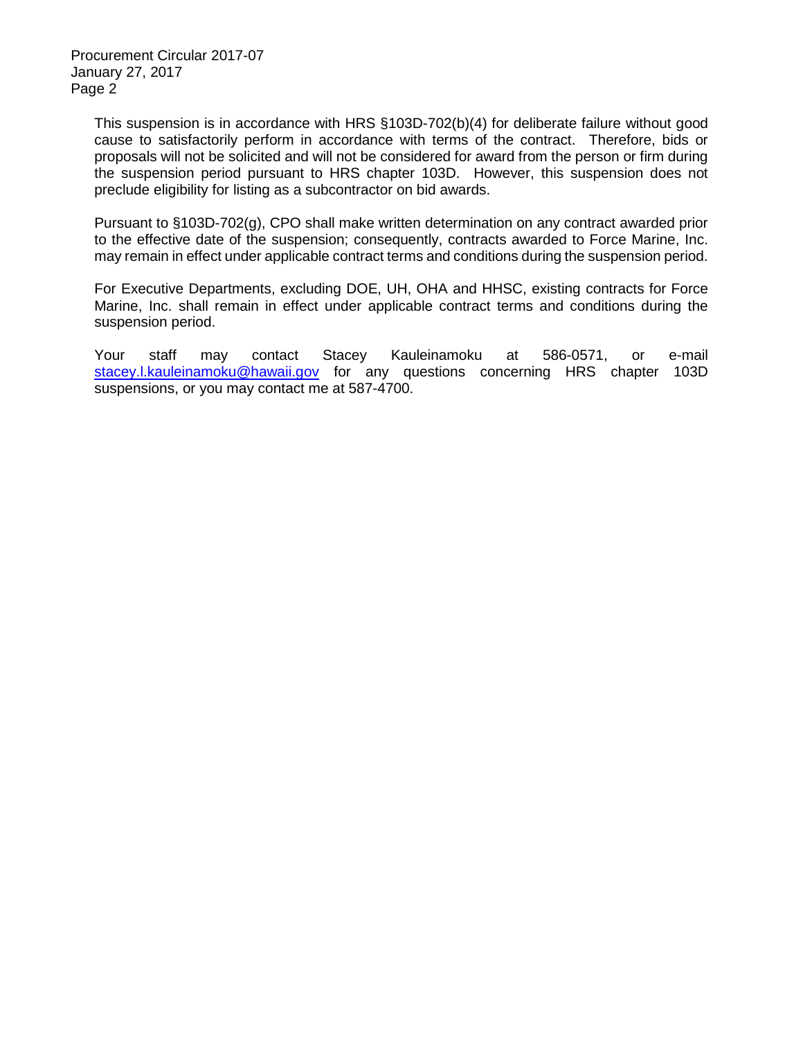This suspension is in accordance with HRS §103D-702(b)(4) for deliberate failure without good cause to satisfactorily perform in accordance with terms of the contract. Therefore, bids or proposals will not be solicited and will not be considered for award from the person or firm during the suspension period pursuant to HRS chapter 103D. However, this suspension does not preclude eligibility for listing as a subcontractor on bid awards.

Pursuant to §103D-702(g), CPO shall make written determination on any contract awarded prior to the effective date of the suspension; consequently, contracts awarded to Force Marine, Inc. may remain in effect under applicable contract terms and conditions during the suspension period.

For Executive Departments, excluding DOE, UH, OHA and HHSC, existing contracts for Force Marine, Inc. shall remain in effect under applicable contract terms and conditions during the suspension period.

Your staff may contact Stacey Kauleinamoku at 586-0571, or e-mail stacey.l.kauleinamoku@hawaii.gov for any questions concerning HRS chapter 103D suspensions, or you may contact me at 587-4700.